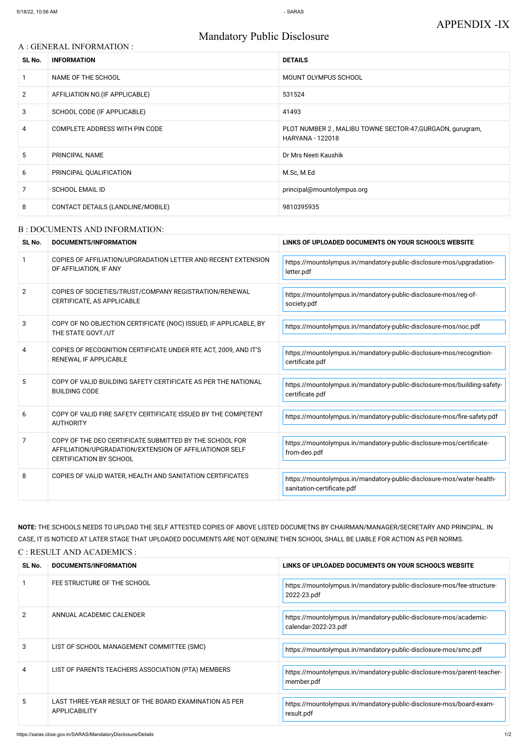APPENDIX -IX

# Mandatory Public Disclosure

## A : GENERAL INFORMATION :

| SL No. | INFORMATION | DETAILS |
|---|---|---|
| 1 | NAME OF THE SCHOOL | MOUNT OLYMPUS SCHOOL |
| 2 | AFFILIATION NO.(IF APPLICABLE) | 531524 |
| 3 | SCHOOL CODE (IF APPLICABLE) | 41493 |
| 4 | COMPLETE ADDRESS WITH PIN CODE | PLOT NUMBER 2 , MALIBU TOWNE SECTOR-47,GURGAON, gurugram, HARYANA - 122018 |
| 5 | PRINCIPAL NAME | Dr Mrs Neeti Kaushik |
| 6 | PRINCIPAL QUALIFICATION | M.Sc, M.Ed |
| 7 | SCHOOL EMAIL ID | principal@mountolympus.org |
| 8 | CONTACT DETAILS (LANDLINE/MOBILE) | 9810395935 |

## B : DOCUMENTS AND INFORMATION:

| SL No. | DOCUMENTS/INFORMATION | LINKS OF UPLOADED DOCUMENTS ON YOUR SCHOOL'S WEBSITE |
|---|---|---|
| 1 | COPIES OF AFFILIATION/UPGRADATION LETTER AND RECENT EXTENSION OF AFFILIATION, IF ANY | https://mountolympus.in/mandatory-public-disclosure-mos/upgradation-letter.pdf |
| 2 | COPIES OF SOCIETIES/TRUST/COMPANY REGISTRATION/RENEWAL CERTIFICATE, AS APPLICABLE | https://mountolympus.in/mandatory-public-disclosure-mos/reg-of-society.pdf |
| 3 | COPY OF NO OBJECTION CERTIFICATE (NOC) ISSUED, IF APPLICABLE, BY THE STATE GOVT./UT | https://mountolympus.in/mandatory-public-disclosure-mos/noc.pdf |
| 4 | COPIES OF RECOGNITION CERTIFICATE UNDER RTE ACT, 2009, AND IT'S RENEWAL IF APPLICABLE | https://mountolympus.in/mandatory-public-disclosure-mos/recognition-certificate.pdf |
| 5 | COPY OF VALID BUILDING SAFETY CERTIFICATE AS PER THE NATIONAL BUILDING CODE | https://mountolympus.in/mandatory-public-disclosure-mos/building-safety-certificate.pdf |
| 6 | COPY OF VALID FIRE SAFETY CERTIFICATE ISSUED BY THE COMPETENT AUTHORITY | https://mountolympus.in/mandatory-public-disclosure-mos/fire-safety.pdf |
| 7 | COPY OF THE DEO CERTIFICATE SUBMITTED BY THE SCHOOL FOR AFFILIATION/UPGRADATION/EXTENSION OF AFFILIATIONOR SELF CERTIFICATION BY SCHOOL | https://mountolympus.in/mandatory-public-disclosure-mos/certificate-from-deo.pdf |
| 8 | COPIES OF VALID WATER, HEALTH AND SANITATION CERTIFICATES | https://mountolympus.in/mandatory-public-disclosure-mos/water-health-sanitation-certificate.pdf |

**NOTE:** THE SCHOOLS NEEDS TO UPLOAD THE SELF ATTESTED COPIES OF ABOVE LISTED DOCUMETNS BY CHAIRMAN/MANAGER/SECRETARY AND PRINCIPAL. IN CASE, IT IS NOTICED AT LATER STAGE THAT UPLOADED DOCUMENTS ARE NOT GENUINE THEN SCHOOL SHALL BE LIABLE FOR ACTION AS PER NORMS.

## C : RESULT AND ACADEMICS :

| SL No. | DOCUMENTS/INFORMATION | LINKS OF UPLOADED DOCUMENTS ON YOUR SCHOOL'S WEBSITE |
|---|---|---|
| 1 | FEE STRUCTURE OF THE SCHOOL | https://mountolympus.in/mandatory-public-disclosure-mos/fee-structure-2022-23.pdf |
| 2 | ANNUAL ACADEMIC CALENDER | https://mountolympus.in/mandatory-public-disclosure-mos/academic-calendar-2022-23.pdf |
| 3 | LIST OF SCHOOL MANAGEMENT COMMITTEE (SMC) | https://mountolympus.in/mandatory-public-disclosure-mos/smc.pdf |
| 4 | LIST OF PARENTS TEACHERS ASSOCIATION (PTA) MEMBERS | https://mountolympus.in/mandatory-public-disclosure-mos/parent-teacher-member.pdf |
| 5 | LAST THREE-YEAR RESULT OF THE BOARD EXAMINATION AS PER APPLICABILITY | https://mountolympus.in/mandatory-public-disclosure-mos/board-exam-result.pdf |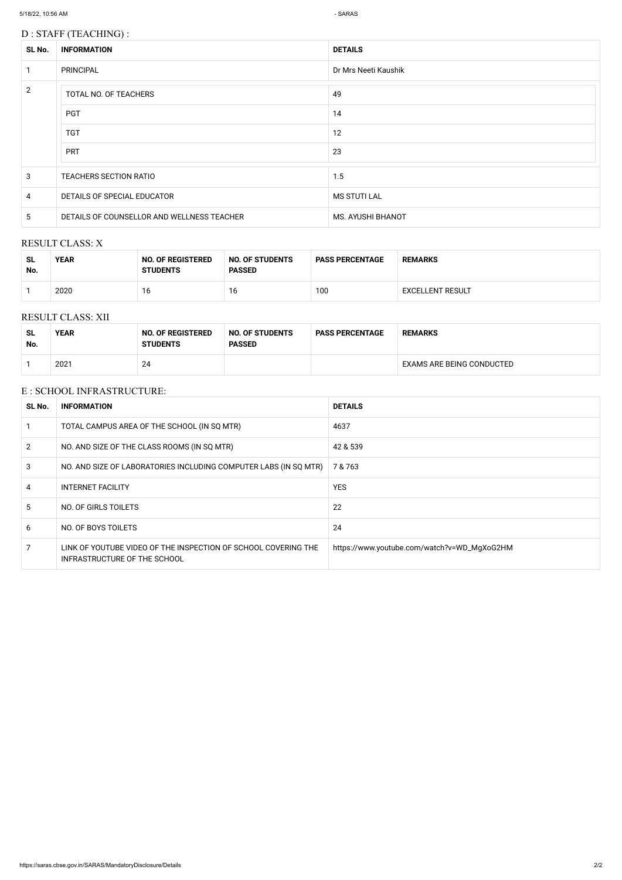## D : STAFF (TEACHING) :

| SL No. | INFORMATION | DETAILS |
| --- | --- | --- |
| 1 | PRINCIPAL | Dr Mrs Neeti Kaushik |
| 2 | TOTAL NO. OF TEACHERS | 49 |
| | PGT | 14 |
| | TGT | 12 |
| | PRT | 23 |
| 3 | TEACHERS SECTION RATIO | 1.5 |
| 4 | DETAILS OF SPECIAL EDUCATOR | MS STUTI LAL |
| 5 | DETAILS OF COUNSELLOR AND WELLNESS TEACHER | MS. AYUSHI BHANOT |

## RESULT CLASS: X

| SL No. | YEAR | NO. OF REGISTERED STUDENTS | NO. OF STUDENTS PASSED | PASS PERCENTAGE | REMARKS |
| --- | --- | --- | --- | --- | --- |
| 1 | 2020 | 16 | 16 | 100 | EXCELLENT RESULT |

## RESULT CLASS: XII

| SL No. | YEAR | NO. OF REGISTERED STUDENTS | NO. OF STUDENTS PASSED | PASS PERCENTAGE | REMARKS |
| --- | --- | --- | --- | --- | --- |
| 1 | 2021 | 24 | | | EXAMS ARE BEING CONDUCTED |

## E : SCHOOL INFRASTRUCTURE:

| SL No. | INFORMATION | DETAILS |
| --- | --- | --- |
| 1 | TOTAL CAMPUS AREA OF THE SCHOOL (IN SQ MTR) | 4637 |
| 2 | NO. AND SIZE OF THE CLASS ROOMS (IN SQ MTR) | 42 & 539 |
| 3 | NO. AND SIZE OF LABORATORIES INCLUDING COMPUTER LABS (IN SQ MTR) | 7 & 763 |
| 4 | INTERNET FACILITY | YES |
| 5 | NO. OF GIRLS TOILETS | 22 |
| 6 | NO. OF BOYS TOILETS | 24 |
| 7 | LINK OF YOUTUBE VIDEO OF THE INSPECTION OF SCHOOL COVERING THE INFRASTRUCTURE OF THE SCHOOL | https://www.youtube.com/watch?v=WD_MgXoG2HM |